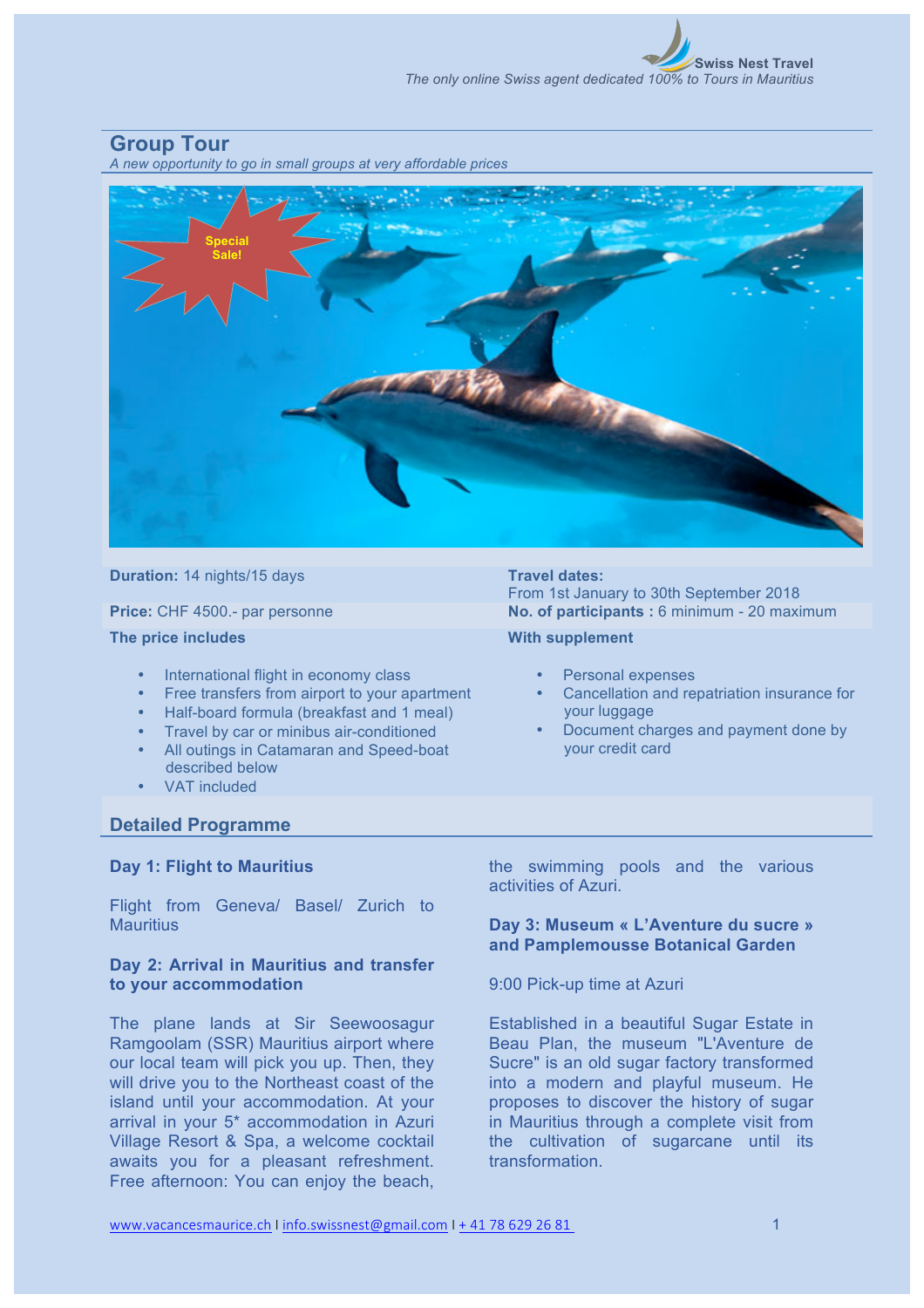Swiss Nest Travel

*The only online Swiss agent dedicated 100% to Tours in Mauritius*

## Group Tour

*A new opportunity to go in small groups at very affordable prices*

Special Sale!

**Duration:** 14 nights/15 days

**Travel dates:** From 1st January to 30th September 2018

**Price:** CHF 4500.- par personne

**No. of participants :** 6 minimum - 20 maximum

**The price includes**

- International flight in economy class
- Free transfers from airport to your apartment
- Half-board formula (breakfast and 1 meal)
- Travel by car or minibus air-conditioned
- All outings in Catamaran and Speed-boat described below
- VAT included

**With supplement**

- Personal expenses
- Cancellation and repatriation insurance for your luggage
- Document charges and payment done by your credit card

## Detailed Programme

### Day 1: Flight to Mauritius

Flight from Geneva/ Basel/ Zurich to Mauritius

### Day 2: Arrival in Mauritius and transfer to your accommodation

The plane lands at Sir Seewoosagur Ramgoolam (SSR) Mauritius airport where our local team will pick you up. Then, they will drive you to the Northeast coast of the island until your accommodation. At your arrival in your 5* accommodation in Azuri Village Resort & Spa, a welcome cocktail awaits you for a pleasant refreshment. Free afternoon: You can enjoy the beach, the swimming pools and the various activities of Azuri.

### Day 3: Museum « L'Aventure du sucre » and Pamplemousse Botanical Garden

9:00 Pick-up time at Azuri

Established in a beautiful Sugar Estate in Beau Plan, the museum "L'Aventure de Sucre" is an old sugar factory transformed into a modern and playful museum. He proposes to discover the history of sugar in Mauritius through a complete visit from the cultivation of sugarcane until its transformation.

www.vacancesmaurice.ch I info.swissnest@gmail.com I + 41 78 629 26 81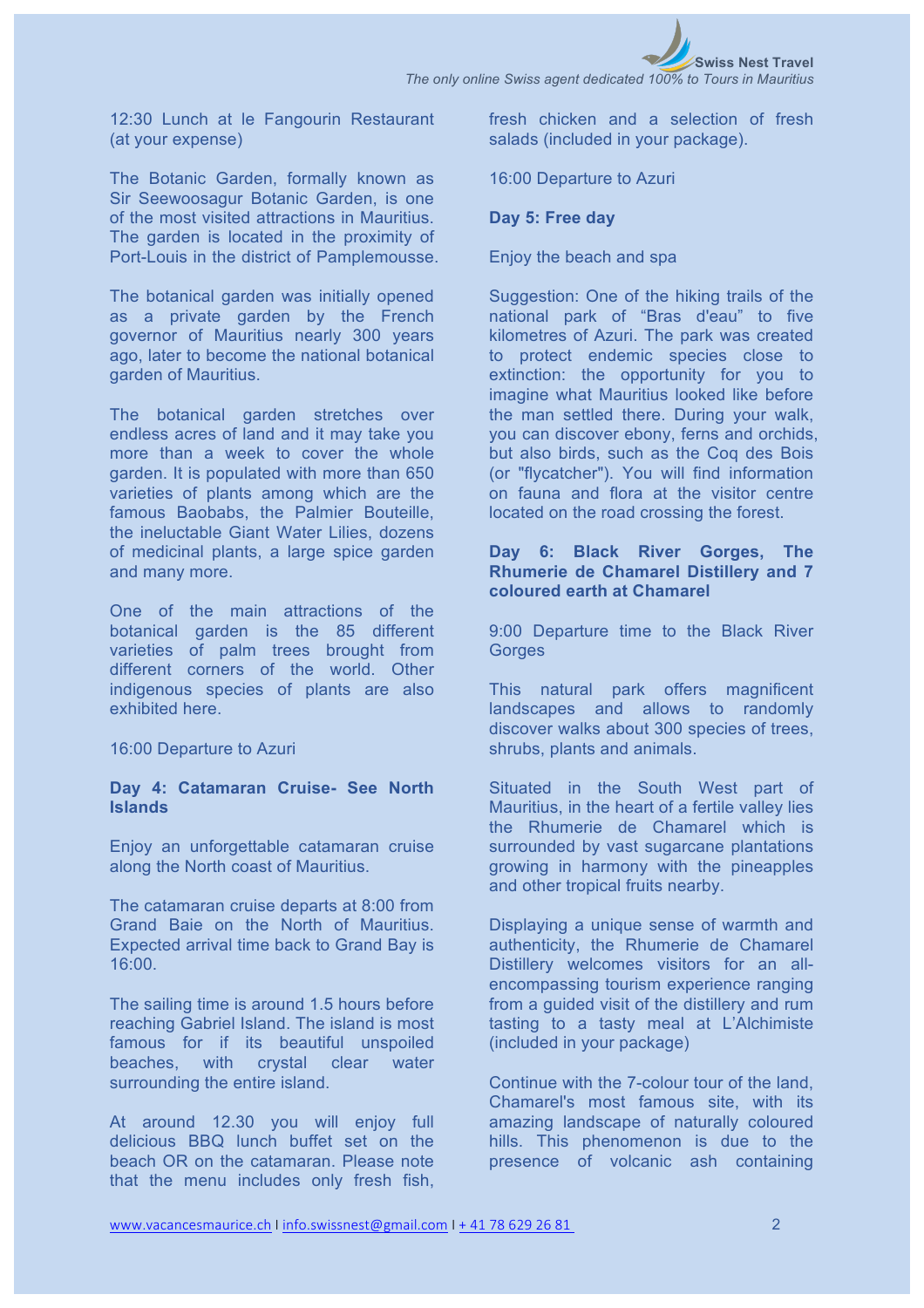12:30 Lunch at le Fangourin Restaurant (at your expense)

The Botanic Garden, formally known as Sir Seewoosagur Botanic Garden, is one of the most visited attractions in Mauritius. The garden is located in the proximity of Port-Louis in the district of Pamplemousse.

The botanical garden was initially opened as a private garden by the French governor of Mauritius nearly 300 years ago, later to become the national botanical garden of Mauritius.

The botanical garden stretches over endless acres of land and it may take you more than a week to cover the whole garden. It is populated with more than 650 varieties of plants among which are the famous Baobabs, the Palmier Bouteille, the ineluctable Giant Water Lilies, dozens of medicinal plants, a large spice garden and many more.

One of the main attractions of the botanical garden is the 85 different varieties of palm trees brought from different corners of the world. Other indigenous species of plants are also exhibited here.

16:00 Departure to Azuri

**Day 4: Catamaran Cruise- See North Islands**

Enjoy an unforgettable catamaran cruise along the North coast of Mauritius.

The catamaran cruise departs at 8:00 from Grand Baie on the North of Mauritius. Expected arrival time back to Grand Bay is 16:00.

The sailing time is around 1.5 hours before reaching Gabriel Island. The island is most famous for if its beautiful unspoiled beaches, with crystal clear water surrounding the entire island.

At around 12.30 you will enjoy full delicious BBQ lunch buffet set on the beach OR on the catamaran. Please note that the menu includes only fresh fish, fresh chicken and a selection of fresh salads (included in your package).

16:00 Departure to Azuri

**Day 5: Free day**

Enjoy the beach and spa

Suggestion: One of the hiking trails of the national park of "Bras d'eau" to five kilometres of Azuri. The park was created to protect endemic species close to extinction: the opportunity for you to imagine what Mauritius looked like before the man settled there. During your walk, you can discover ebony, ferns and orchids, but also birds, such as the Coq des Bois (or "flycatcher"). You will find information on fauna and flora at the visitor centre located on the road crossing the forest.

**Day 6: Black River Gorges, The Rhumerie de Chamarel Distillery and 7 coloured earth at Chamarel**

9:00 Departure time to the Black River Gorges

This natural park offers magnificent landscapes and allows to randomly discover walks about 300 species of trees, shrubs, plants and animals.

Situated in the South West part of Mauritius, in the heart of a fertile valley lies the Rhumerie de Chamarel which is surrounded by vast sugarcane plantations growing in harmony with the pineapples and other tropical fruits nearby.

Displaying a unique sense of warmth and authenticity, the Rhumerie de Chamarel Distillery welcomes visitors for an all-encompassing tourism experience ranging from a guided visit of the distillery and rum tasting to a tasty meal at L'Alchimiste (included in your package)

Continue with the 7-colour tour of the land, Chamarel's most famous site, with its amazing landscape of naturally coloured hills. This phenomenon is due to the presence of volcanic ash containing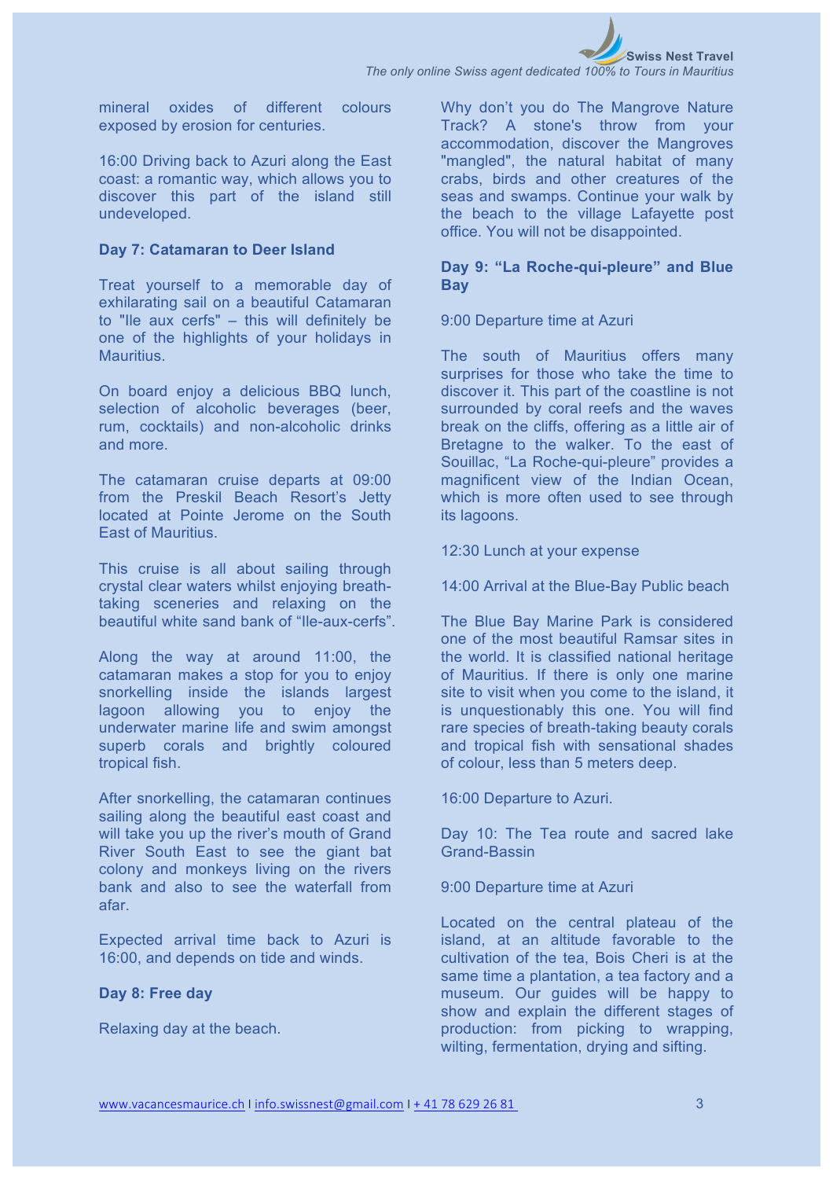mineral oxides of different colours exposed by erosion for centuries.

16:00 Driving back to Azuri along the East coast: a romantic way, which allows you to discover this part of the island still undeveloped.

**Day 7: Catamaran to Deer Island**

Treat yourself to a memorable day of exhilarating sail on a beautiful Catamaran to "Ile aux cerfs" – this will definitely be one of the highlights of your holidays in Mauritius.

On board enjoy a delicious BBQ lunch, selection of alcoholic beverages (beer, rum, cocktails) and non-alcoholic drinks and more.

The catamaran cruise departs at 09:00 from the Preskil Beach Resort's Jetty located at Pointe Jerome on the South East of Mauritius.

This cruise is all about sailing through crystal clear waters whilst enjoying breath-taking sceneries and relaxing on the beautiful white sand bank of "Ile-aux-cerfs".

Along the way at around 11:00, the catamaran makes a stop for you to enjoy snorkelling inside the islands largest lagoon allowing you to enjoy the underwater marine life and swim amongst superb corals and brightly coloured tropical fish.

After snorkelling, the catamaran continues sailing along the beautiful east coast and will take you up the river's mouth of Grand River South East to see the giant bat colony and monkeys living on the rivers bank and also to see the waterfall from afar.

Expected arrival time back to Azuri is 16:00, and depends on tide and winds.

**Day 8: Free day**

Relaxing day at the beach.

Why don't you do The Mangrove Nature Track? A stone's throw from your accommodation, discover the Mangroves "mangled", the natural habitat of many crabs, birds and other creatures of the seas and swamps. Continue your walk by the beach to the village Lafayette post office. You will not be disappointed.

**Day 9: "La Roche-qui-pleure" and Blue Bay**

9:00 Departure time at Azuri

The south of Mauritius offers many surprises for those who take the time to discover it. This part of the coastline is not surrounded by coral reefs and the waves break on the cliffs, offering as a little air of Bretagne to the walker. To the east of Souillac, "La Roche-qui-pleure" provides a magnificent view of the Indian Ocean, which is more often used to see through its lagoons.

12:30 Lunch at your expense

14:00 Arrival at the Blue-Bay Public beach

The Blue Bay Marine Park is considered one of the most beautiful Ramsar sites in the world. It is classified national heritage of Mauritius. If there is only one marine site to visit when you come to the island, it is unquestionably this one. You will find rare species of breath-taking beauty corals and tropical fish with sensational shades of colour, less than 5 meters deep.

16:00 Departure to Azuri.

Day 10: The Tea route and sacred lake Grand-Bassin

9:00 Departure time at Azuri

Located on the central plateau of the island, at an altitude favorable to the cultivation of the tea, Bois Cheri is at the same time a plantation, a tea factory and a museum. Our guides will be happy to show and explain the different stages of production: from picking to wrapping, wilting, fermentation, drying and sifting.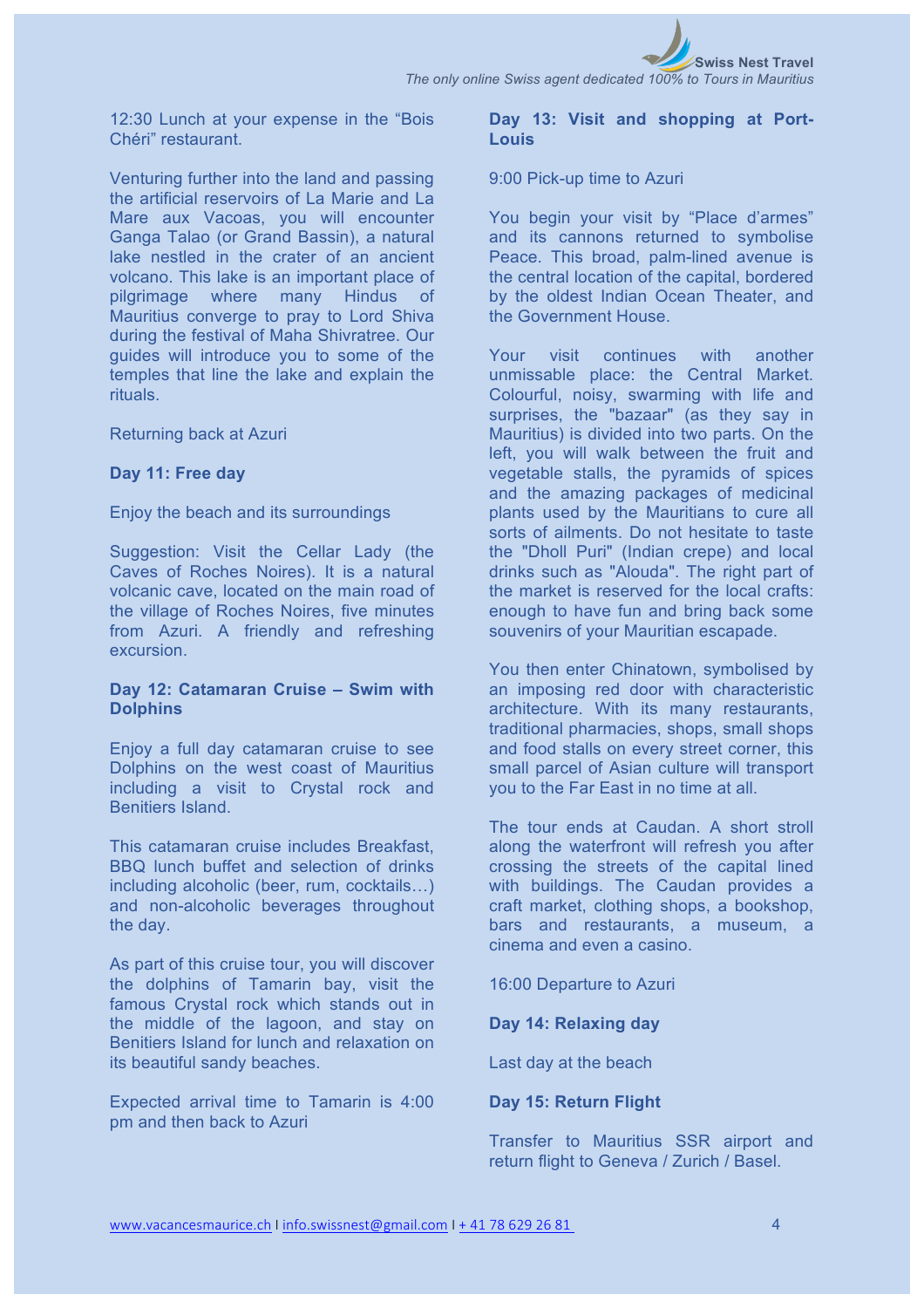12:30 Lunch at your expense in the “Bois Chéri” restaurant.

Venturing further into the land and passing the artificial reservoirs of La Marie and La Mare aux Vacoas, you will encounter Ganga Talao (or Grand Bassin), a natural lake nestled in the crater of an ancient volcano. This lake is an important place of pilgrimage where many Hindus of Mauritius converge to pray to Lord Shiva during the festival of Maha Shivratree. Our guides will introduce you to some of the temples that line the lake and explain the rituals.

Returning back at Azuri

**Day 11: Free day**

Enjoy the beach and its surroundings

Suggestion: Visit the Cellar Lady (the Caves of Roches Noires). It is a natural volcanic cave, located on the main road of the village of Roches Noires, five minutes from Azuri. A friendly and refreshing excursion.

**Day 12: Catamaran Cruise – Swim with Dolphins**

Enjoy a full day catamaran cruise to see Dolphins on the west coast of Mauritius including a visit to Crystal rock and Benitiers Island.

This catamaran cruise includes Breakfast, BBQ lunch buffet and selection of drinks including alcoholic (beer, rum, cocktails…) and non-alcoholic beverages throughout the day.

As part of this cruise tour, you will discover the dolphins of Tamarin bay, visit the famous Crystal rock which stands out in the middle of the lagoon, and stay on Benitiers Island for lunch and relaxation on its beautiful sandy beaches.

Expected arrival time to Tamarin is 4:00 pm and then back to Azuri

**Day 13: Visit and shopping at Port-Louis**

9:00 Pick-up time to Azuri

You begin your visit by “Place d’armes” and its cannons returned to symbolise Peace. This broad, palm-lined avenue is the central location of the capital, bordered by the oldest Indian Ocean Theater, and the Government House.

Your visit continues with another unmissable place: the Central Market. Colourful, noisy, swarming with life and surprises, the "bazaar" (as they say in Mauritius) is divided into two parts. On the left, you will walk between the fruit and vegetable stalls, the pyramids of spices and the amazing packages of medicinal plants used by the Mauritians to cure all sorts of ailments. Do not hesitate to taste the "Dholl Puri" (Indian crepe) and local drinks such as "Alouda". The right part of the market is reserved for the local crafts: enough to have fun and bring back some souvenirs of your Mauritian escapade.

You then enter Chinatown, symbolised by an imposing red door with characteristic architecture. With its many restaurants, traditional pharmacies, shops, small shops and food stalls on every street corner, this small parcel of Asian culture will transport you to the Far East in no time at all.

The tour ends at Caudan. A short stroll along the waterfront will refresh you after crossing the streets of the capital lined with buildings. The Caudan provides a craft market, clothing shops, a bookshop, bars and restaurants, a museum, a cinema and even a casino.

16:00 Departure to Azuri

**Day 14: Relaxing day**

Last day at the beach

**Day 15: Return Flight**

Transfer to Mauritius SSR airport and return flight to Geneva / Zurich / Basel.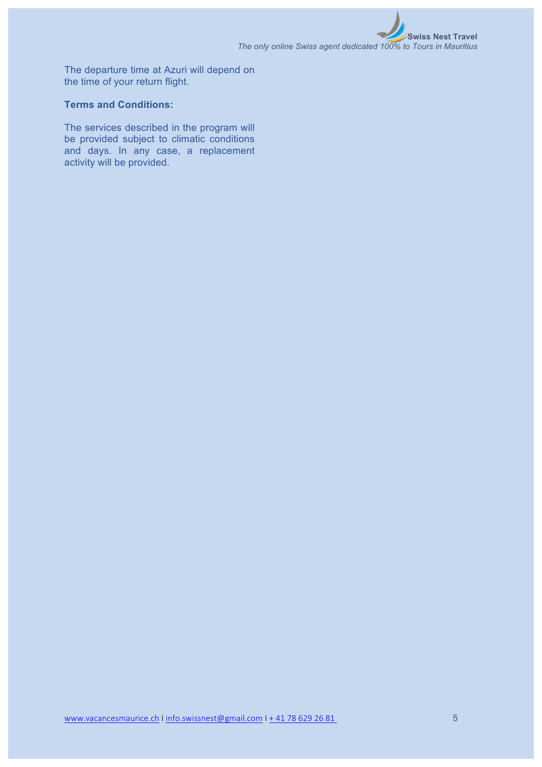The departure time at Azuri will depend on the time of your return flight.

**Terms and Conditions:**

The services described in the program will be provided subject to climatic conditions and days. In any case, a replacement activity will be provided.